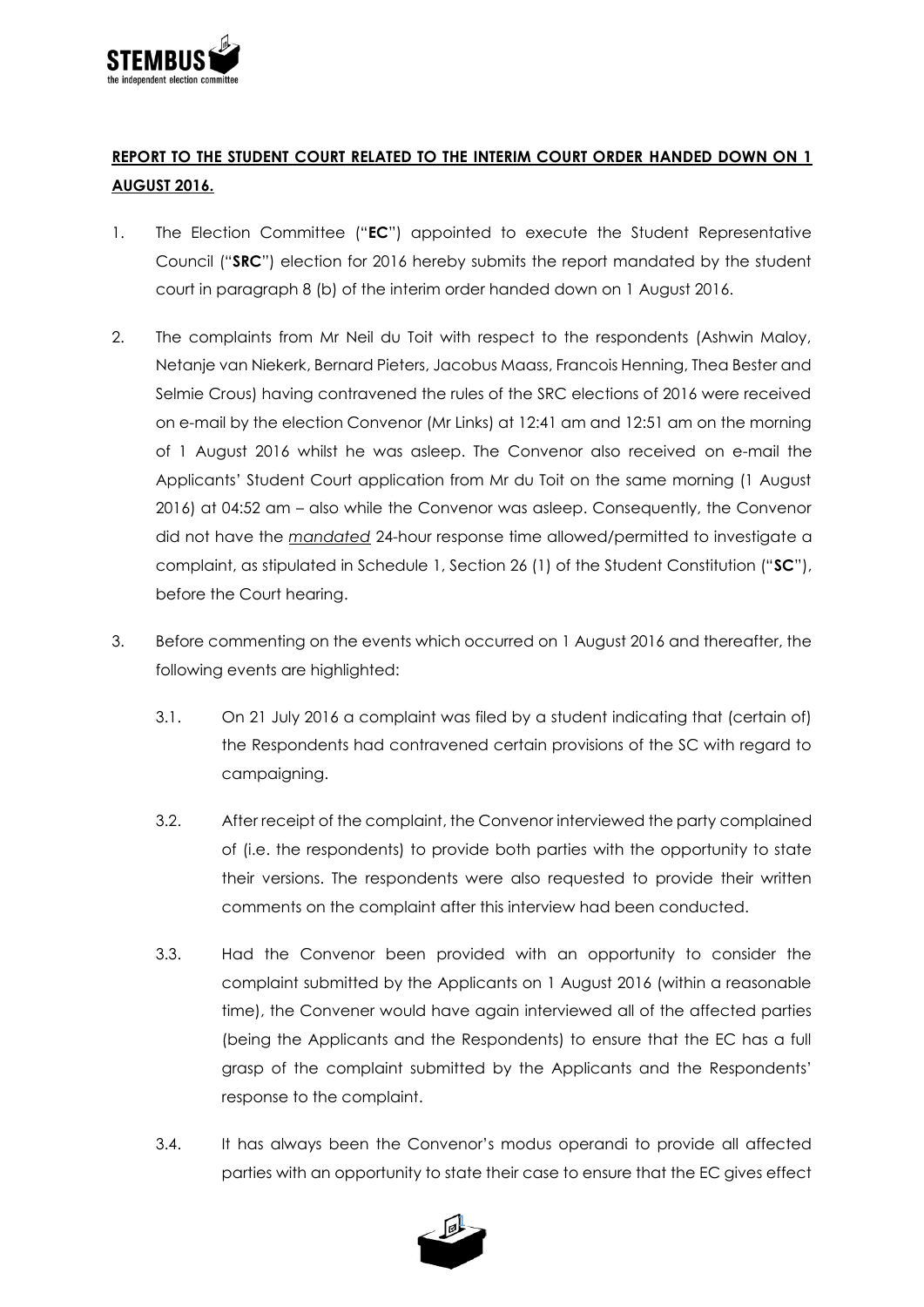**REPORT TO THE STUDENT COURT RELATED TO THE INTERIM COURT ORDER HANDED DOWN ON 1 AUGUST 2016.**

1. The Election Committee ("**EC**") appointed to execute the Student Representative Council ("**SRC**") election for 2016 hereby submits the report mandated by the student court in paragraph 8 (b) of the interim order handed down on 1 August 2016.

2. The complaints from Mr Neil du Toit with respect to the respondents (Ashwin Maloy, Netanje van Niekerk, Bernard Pieters, Jacobus Maass, Francois Henning, Thea Bester and Selmie Crous) having contravened the rules of the SRC elections of 2016 were received on e-mail by the election Convenor (Mr Links) at 12:41 am and 12:51 am on the morning of 1 August 2016 whilst he was asleep. The Convenor also received on e-mail the Applicants' Student Court application from Mr du Toit on the same morning (1 August 2016) at 04:52 am – also while the Convenor was asleep. Consequently, the Convenor did not have the *mandated* 24-hour response time allowed/permitted to investigate a complaint, as stipulated in Schedule 1, Section 26 (1) of the Student Constitution ("**SC**"), before the Court hearing.

3. Before commenting on the events which occurred on 1 August 2016 and thereafter, the following events are highlighted:

   3.1. On 21 July 2016 a complaint was filed by a student indicating that (certain of) the Respondents had contravened certain provisions of the SC with regard to campaigning.

   3.2. After receipt of the complaint, the Convenor interviewed the party complained of (i.e. the respondents) to provide both parties with the opportunity to state their versions. The respondents were also requested to provide their written comments on the complaint after this interview had been conducted.

   3.3. Had the Convenor been provided with an opportunity to consider the complaint submitted by the Applicants on 1 August 2016 (within a reasonable time), the Convener would have again interviewed all of the affected parties (being the Applicants and the Respondents) to ensure that the EC has a full grasp of the complaint submitted by the Applicants and the Respondents' response to the complaint.

   3.4. It has always been the Convenor's modus operandi to provide all affected parties with an opportunity to state their case to ensure that the EC gives effect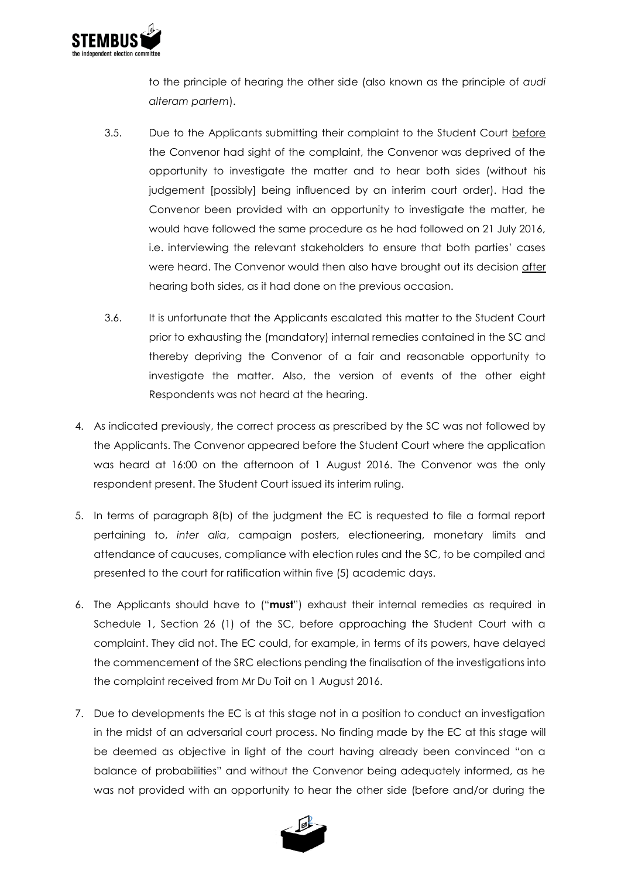to the principle of hearing the other side (also known as the principle of *audi alteram partem*).

3.5. Due to the Applicants submitting their complaint to the Student Court before the Convenor had sight of the complaint, the Convenor was deprived of the opportunity to investigate the matter and to hear both sides (without his judgement [possibly] being influenced by an interim court order). Had the Convenor been provided with an opportunity to investigate the matter, he would have followed the same procedure as he had followed on 21 July 2016, i.e. interviewing the relevant stakeholders to ensure that both parties' cases were heard. The Convenor would then also have brought out its decision after hearing both sides, as it had done on the previous occasion.

3.6. It is unfortunate that the Applicants escalated this matter to the Student Court prior to exhausting the (mandatory) internal remedies contained in the SC and thereby depriving the Convenor of a fair and reasonable opportunity to investigate the matter. Also, the version of events of the other eight Respondents was not heard at the hearing.

4. As indicated previously, the correct process as prescribed by the SC was not followed by the Applicants. The Convenor appeared before the Student Court where the application was heard at 16:00 on the afternoon of 1 August 2016. The Convenor was the only respondent present. The Student Court issued its interim ruling.

5. In terms of paragraph 8(b) of the judgment the EC is requested to file a formal report pertaining to, *inter alia*, campaign posters, electioneering, monetary limits and attendance of caucuses, compliance with election rules and the SC, to be compiled and presented to the court for ratification within five (5) academic days.

6. The Applicants should have to ("**must**") exhaust their internal remedies as required in Schedule 1, Section 26 (1) of the SC, before approaching the Student Court with a complaint. They did not. The EC could, for example, in terms of its powers, have delayed the commencement of the SRC elections pending the finalisation of the investigations into the complaint received from Mr Du Toit on 1 August 2016.

7. Due to developments the EC is at this stage not in a position to conduct an investigation in the midst of an adversarial court process. No finding made by the EC at this stage will be deemed as objective in light of the court having already been convinced "on a balance of probabilities" and without the Convenor being adequately informed, as he was not provided with an opportunity to hear the other side (before and/or during the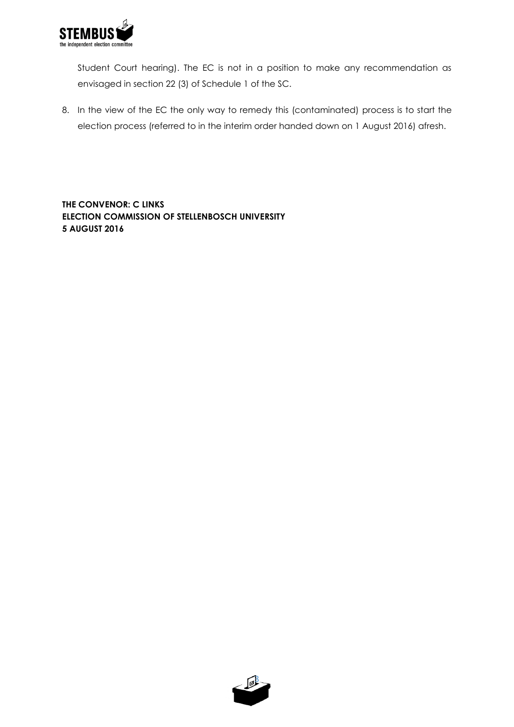Student Court hearing). The EC is not in a position to make any recommendation as envisaged in section 22 (3) of Schedule 1 of the SC.

8. In the view of the EC the only way to remedy this (contaminated) process is to start the election process (referred to in the interim order handed down on 1 August 2016) afresh.

**THE CONVENOR: C LINKS**
**ELECTION COMMISSION OF STELLENBOSCH UNIVERSITY**
**5 AUGUST 2016**